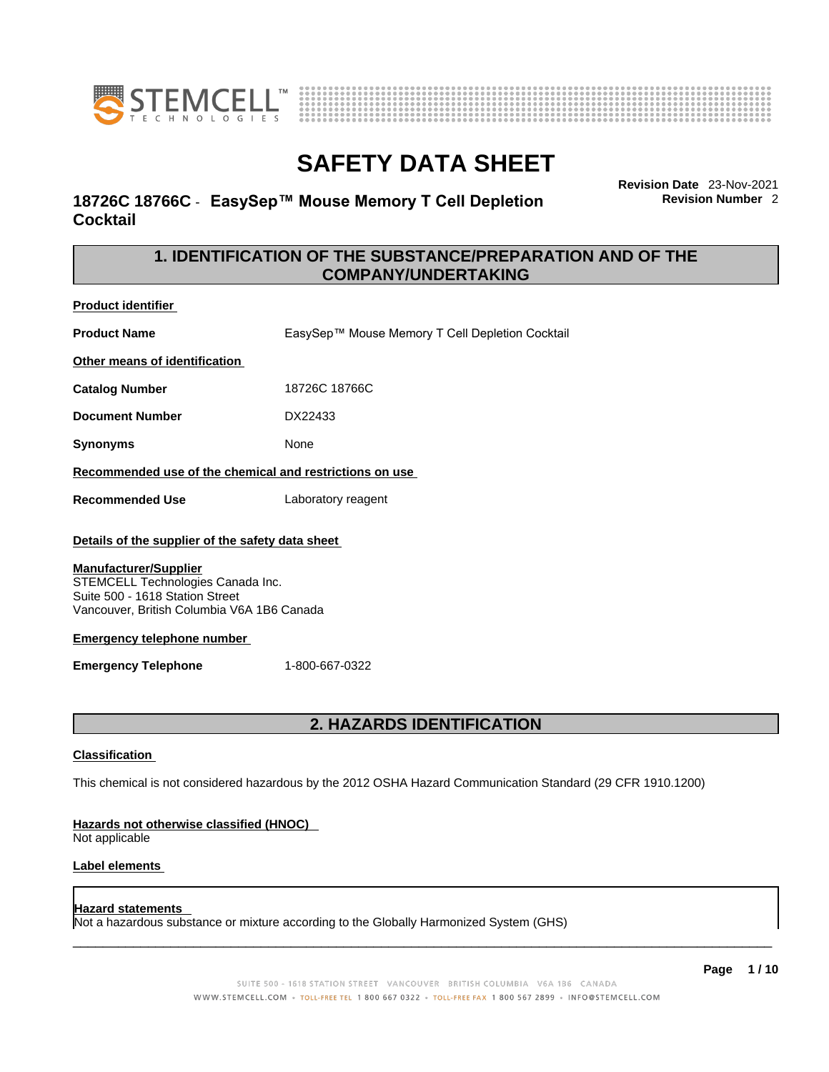# SAFETY DATA SHEET

## 18726C 18766C - EasySep™ Mouse Memory T Cell Depletion Cocktail

**Revision Date** 23-Nov-2021
**Revision Number** 2

## 1. IDENTIFICATION OF THE SUBSTANCE/PREPARATION AND OF THE COMPANY/UNDERTAKING

**Product identifier**

**Product Name** EasySep™ Mouse Memory T Cell Depletion Cocktail

**Other means of identification**

**Catalog Number** 18726C 18766C

**Document Number** DX22433

**Synonyms** None

**Recommended use of the chemical and restrictions on use**

**Recommended Use** Laboratory reagent

**Details of the supplier of the safety data sheet**

**Manufacturer/Supplier**
STEMCELL Technologies Canada Inc.
Suite 500 - 1618 Station Street
Vancouver, British Columbia V6A 1B6 Canada

**Emergency telephone number**

**Emergency Telephone** 1-800-667-0322

## 2. HAZARDS IDENTIFICATION

**Classification**

This chemical is not considered hazardous by the 2012 OSHA Hazard Communication Standard (29 CFR 1910.1200)

**Hazards not otherwise classified (HNOC)**
Not applicable

**Label elements**

**Hazard statements**
Not a hazardous substance or mixture according to the Globally Harmonized System (GHS)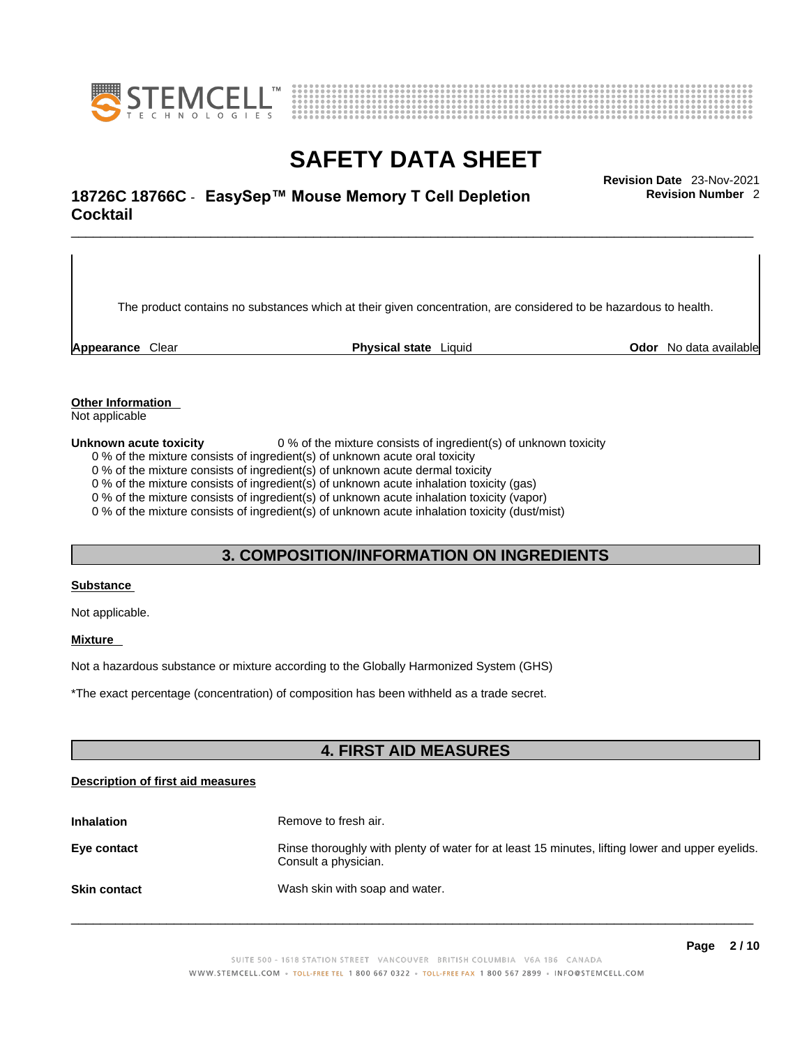The product contains no substances which at their given concentration, are considered to be hazardous to health.

**Appearance** Clear **Physical state** Liquid **Odor** No data available

**Other Information**

Not applicable

**Unknown acute toxicity** 0 % of the mixture consists of ingredient(s) of unknown toxicity

0 % of the mixture consists of ingredient(s) of unknown acute oral toxicity
0 % of the mixture consists of ingredient(s) of unknown acute dermal toxicity
0 % of the mixture consists of ingredient(s) of unknown acute inhalation toxicity (gas)
0 % of the mixture consists of ingredient(s) of unknown acute inhalation toxicity (vapor)
0 % of the mixture consists of ingredient(s) of unknown acute inhalation toxicity (dust/mist)

## 3. COMPOSITION/INFORMATION ON INGREDIENTS

**Substance**

Not applicable.

**Mixture**

Not a hazardous substance or mixture according to the Globally Harmonized System (GHS)

*The exact percentage (concentration) of composition has been withheld as a trade secret.

## 4. FIRST AID MEASURES

**Description of first aid measures**

**Inhalation** Remove to fresh air.

**Eye contact** Rinse thoroughly with plenty of water for at least 15 minutes, lifting lower and upper eyelids. Consult a physician.

**Skin contact** Wash skin with soap and water.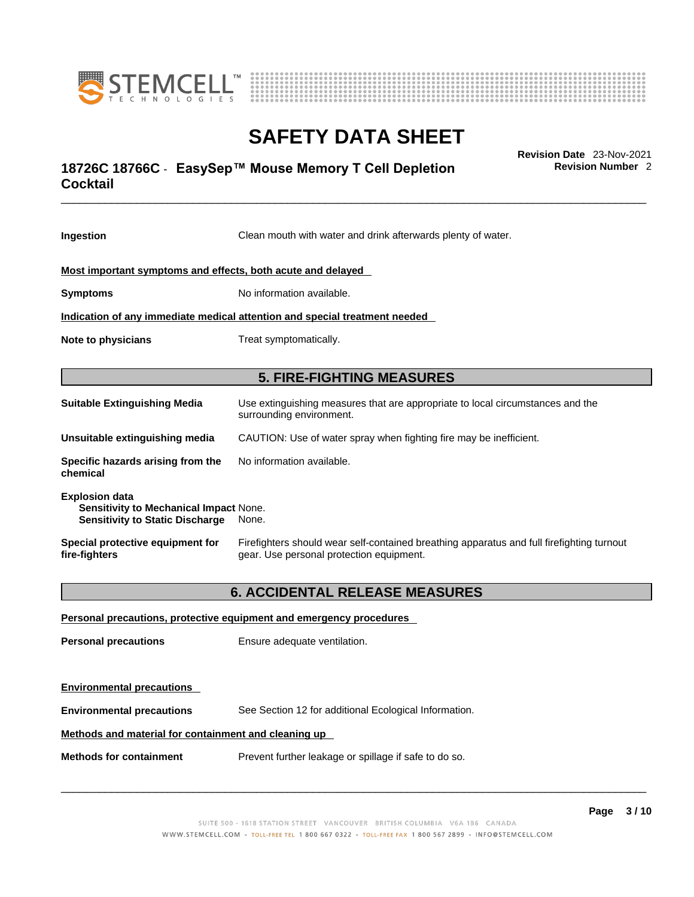**Ingestion** Clean mouth with water and drink afterwards plenty of water.

**Most important symptoms and effects, both acute and delayed**

**Symptoms** No information available.

**Indication of any immediate medical attention and special treatment needed**

**Note to physicians** Treat symptomatically.

## 5. FIRE-FIGHTING MEASURES

**Suitable Extinguishing Media** Use extinguishing measures that are appropriate to local circumstances and the surrounding environment.

**Unsuitable extinguishing media** CAUTION: Use of water spray when fighting fire may be inefficient.

**Specific hazards arising from the chemical** No information available.

**Explosion data**
**Sensitivity to Mechanical Impact** None.
**Sensitivity to Static Discharge** None.

**Special protective equipment for fire-fighters** Firefighters should wear self-contained breathing apparatus and full firefighting turnout gear. Use personal protection equipment.

## 6. ACCIDENTAL RELEASE MEASURES

**Personal precautions, protective equipment and emergency procedures**

**Personal precautions** Ensure adequate ventilation.

**Environmental precautions**

**Environmental precautions** See Section 12 for additional Ecological Information.

**Methods and material for containment and cleaning up**

**Methods for containment** Prevent further leakage or spillage if safe to do so.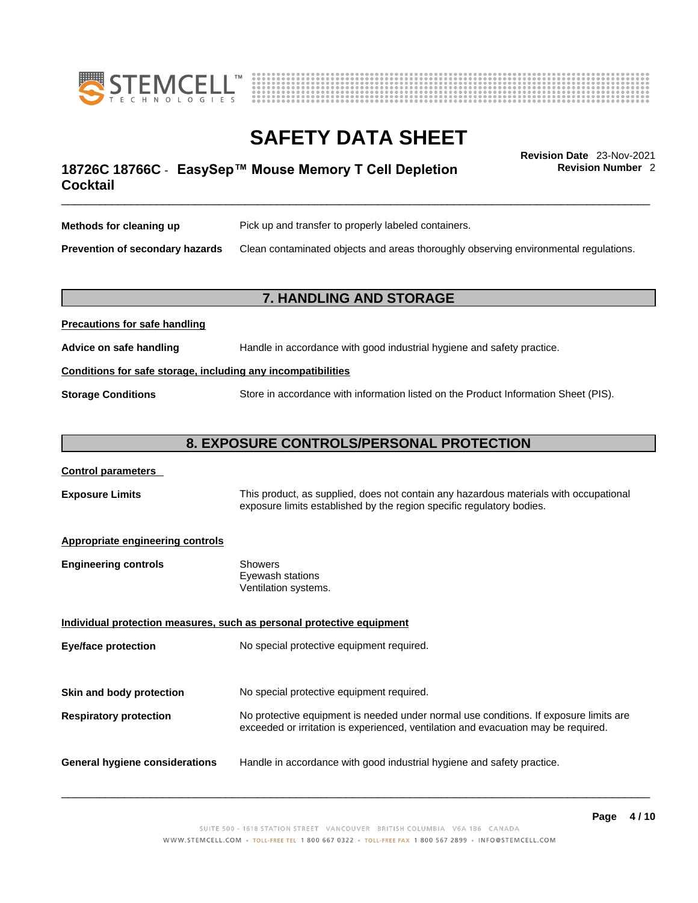**Methods for cleaning up** Pick up and transfer to properly labeled containers.

**Prevention of secondary hazards** Clean contaminated objects and areas thoroughly observing environmental regulations.

## 7. HANDLING AND STORAGE

**Precautions for safe handling**

**Advice on safe handling** Handle in accordance with good industrial hygiene and safety practice.

**Conditions for safe storage, including any incompatibilities**

**Storage Conditions** Store in accordance with information listed on the Product Information Sheet (PIS).

## 8. EXPOSURE CONTROLS/PERSONAL PROTECTION

**Control parameters**

**Exposure Limits** This product, as supplied, does not contain any hazardous materials with occupational exposure limits established by the region specific regulatory bodies.

**Appropriate engineering controls**

**Engineering controls** Showers
Eyewash stations
Ventilation systems.

**Individual protection measures, such as personal protective equipment**

**Eye/face protection** No special protective equipment required.

**Skin and body protection** No special protective equipment required.

**Respiratory protection** No protective equipment is needed under normal use conditions. If exposure limits are exceeded or irritation is experienced, ventilation and evacuation may be required.

**General hygiene considerations** Handle in accordance with good industrial hygiene and safety practice.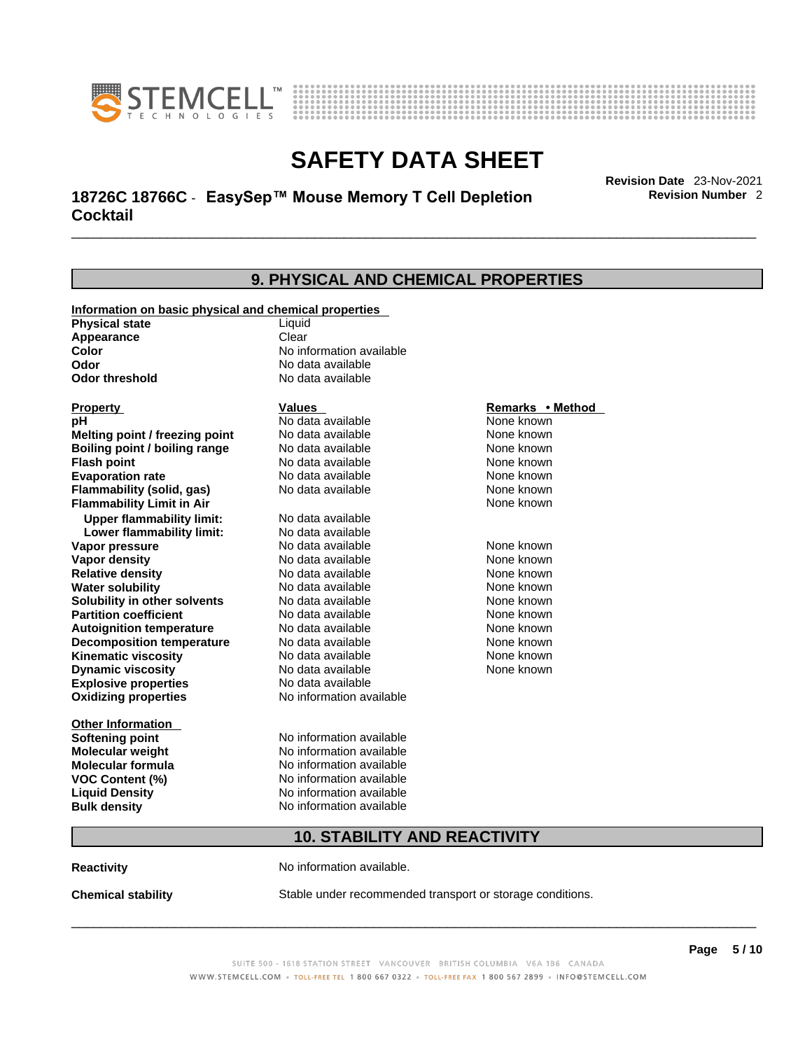## 9. PHYSICAL AND CHEMICAL PROPERTIES

**Information on basic physical and chemical properties**

| | |
|---|---|
| **Physical state** | Liquid |
| **Appearance** | Clear |
| **Color** | No information available |
| **Odor** | No data available |
| **Odor threshold** | No data available |

| Property | Values | Remarks • Method |
|---|---|---|
| **pH** | No data available | None known |
| **Melting point / freezing point** | No data available | None known |
| **Boiling point / boiling range** | No data available | None known |
| **Flash point** | No data available | None known |
| **Evaporation rate** | No data available | None known |
| **Flammability (solid, gas)** | No data available | None known |
| **Flammability Limit in Air** | | None known |
| **Upper flammability limit:** | No data available | |
| **Lower flammability limit:** | No data available | |
| **Vapor pressure** | No data available | None known |
| **Vapor density** | No data available | None known |
| **Relative density** | No data available | None known |
| **Water solubility** | No data available | None known |
| **Solubility in other solvents** | No data available | None known |
| **Partition coefficient** | No data available | None known |
| **Autoignition temperature** | No data available | None known |
| **Decomposition temperature** | No data available | None known |
| **Kinematic viscosity** | No data available | None known |
| **Dynamic viscosity** | No data available | None known |
| **Explosive properties** | No data available | |
| **Oxidizing properties** | No information available | |

**Other Information**

| | |
|---|---|
| **Softening point** | No information available |
| **Molecular weight** | No information available |
| **Molecular formula** | No information available |
| **VOC Content (%)** | No information available |
| **Liquid Density** | No information available |
| **Bulk density** | No information available |

## 10. STABILITY AND REACTIVITY

**Reactivity** No information available.

**Chemical stability** Stable under recommended transport or storage conditions.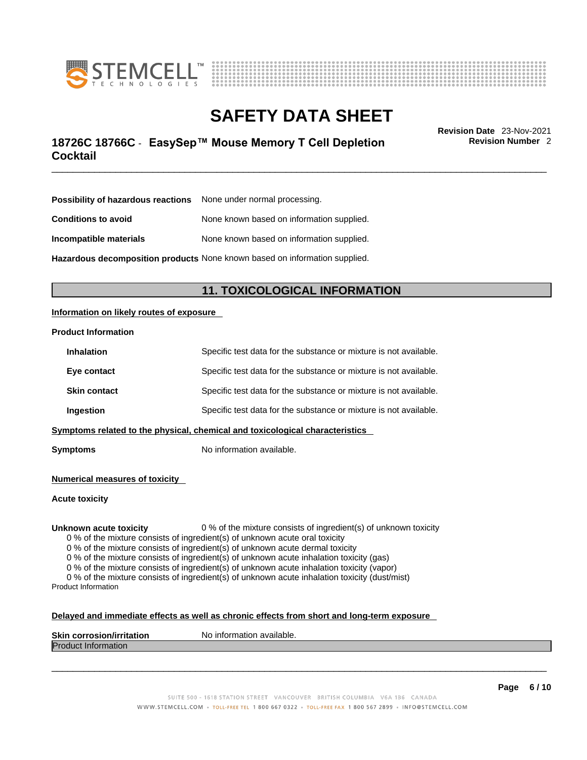**Possibility of hazardous reactions** None under normal processing.

**Conditions to avoid** None known based on information supplied.

**Incompatible materials** None known based on information supplied.

**Hazardous decomposition products** None known based on information supplied.

## 11. TOXICOLOGICAL INFORMATION

**Information on likely routes of exposure**

**Product Information**

| | |
|---|---|
| **Inhalation** | Specific test data for the substance or mixture is not available. |
| **Eye contact** | Specific test data for the substance or mixture is not available. |
| **Skin contact** | Specific test data for the substance or mixture is not available. |
| **Ingestion** | Specific test data for the substance or mixture is not available. |

**Symptoms related to the physical, chemical and toxicological characteristics**

**Symptoms** No information available.

**Numerical measures of toxicity**

**Acute toxicity**

**Unknown acute toxicity** 0 % of the mixture consists of ingredient(s) of unknown toxicity

0 % of the mixture consists of ingredient(s) of unknown acute oral toxicity
0 % of the mixture consists of ingredient(s) of unknown acute dermal toxicity
0 % of the mixture consists of ingredient(s) of unknown acute inhalation toxicity (gas)
0 % of the mixture consists of ingredient(s) of unknown acute inhalation toxicity (vapor)
0 % of the mixture consists of ingredient(s) of unknown acute inhalation toxicity (dust/mist)

Product Information

**Delayed and immediate effects as well as chronic effects from short and long-term exposure**

**Skin corrosion/irritation** No information available.

Product Information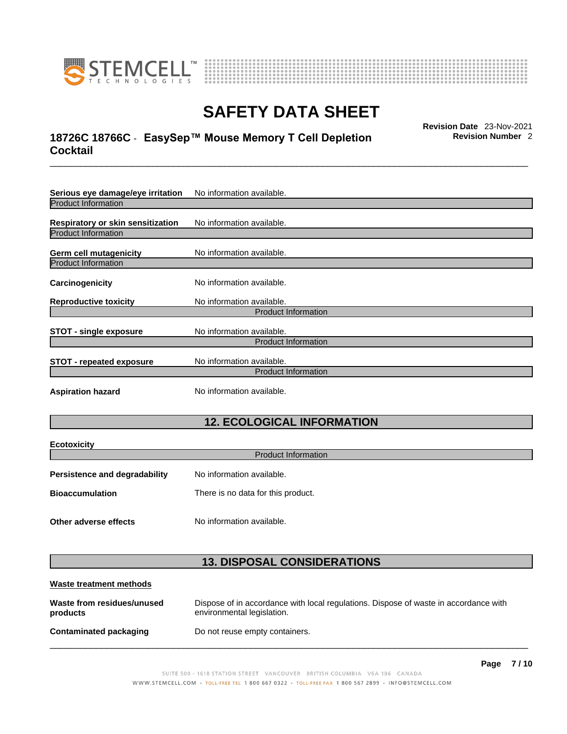**Serious eye damage/eye irritation** No information available.

Product Information

**Respiratory or skin sensitization** No information available.

Product Information

**Germ cell mutagenicity** No information available.

Product Information

**Carcinogenicity** No information available.

**Reproductive toxicity** No information available.

Product Information

**STOT - single exposure** No information available.

Product Information

**STOT - repeated exposure** No information available.

Product Information

**Aspiration hazard** No information available.

## 12. ECOLOGICAL INFORMATION

**Ecotoxicity**

Product Information

**Persistence and degradability** No information available.

**Bioaccumulation** There is no data for this product.

**Other adverse effects** No information available.

## 13. DISPOSAL CONSIDERATIONS

**Waste treatment methods**

**Waste from residues/unused products** Dispose of in accordance with local regulations. Dispose of waste in accordance with environmental legislation.

**Contaminated packaging** Do not reuse empty containers.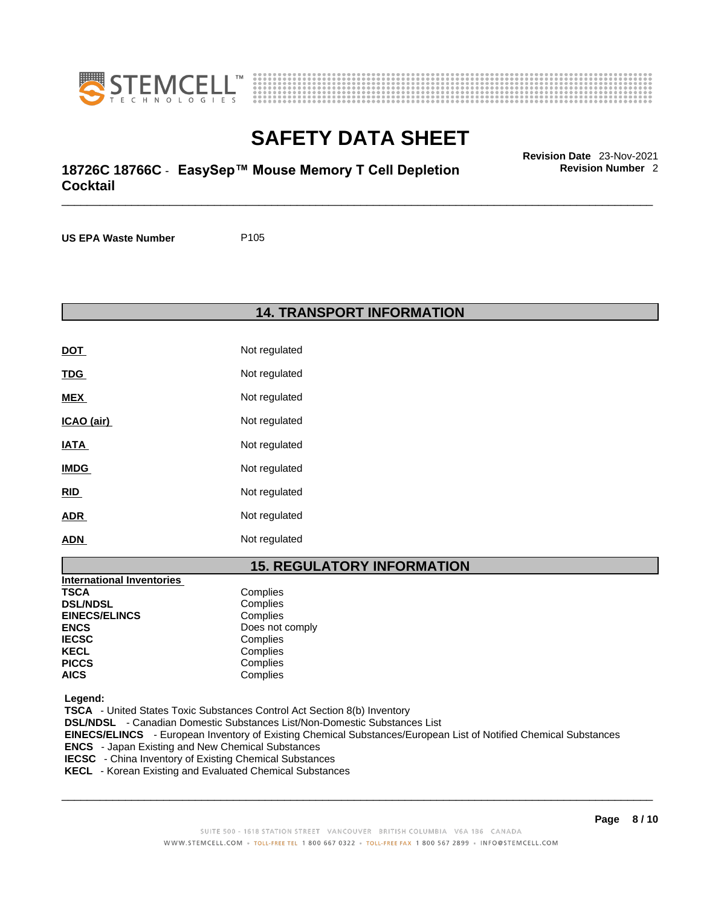| | |
|---|---|
| **US EPA Waste Number** | P105 |

## 14. TRANSPORT INFORMATION

| | |
|---|---|
| **DOT** | Not regulated |
| **TDG** | Not regulated |
| **MEX** | Not regulated |
| **ICAO (air)** | Not regulated |
| **IATA** | Not regulated |
| **IMDG** | Not regulated |
| **RID** | Not regulated |
| **ADR** | Not regulated |
| **ADN** | Not regulated |

## 15. REGULATORY INFORMATION

| International Inventories | |
|---|---|
| **TSCA** | Complies |
| **DSL/NDSL** | Complies |
| **EINECS/ELINCS** | Complies |
| **ENCS** | Does not comply |
| **IECSC** | Complies |
| **KECL** | Complies |
| **PICCS** | Complies |
| **AICS** | Complies |

**Legend:**
**TSCA** - United States Toxic Substances Control Act Section 8(b) Inventory
**DSL/NDSL** - Canadian Domestic Substances List/Non-Domestic Substances List
**EINECS/ELINCS** - European Inventory of Existing Chemical Substances/European List of Notified Chemical Substances
**ENCS** - Japan Existing and New Chemical Substances
**IECSC** - China Inventory of Existing Chemical Substances
**KECL** - Korean Existing and Evaluated Chemical Substances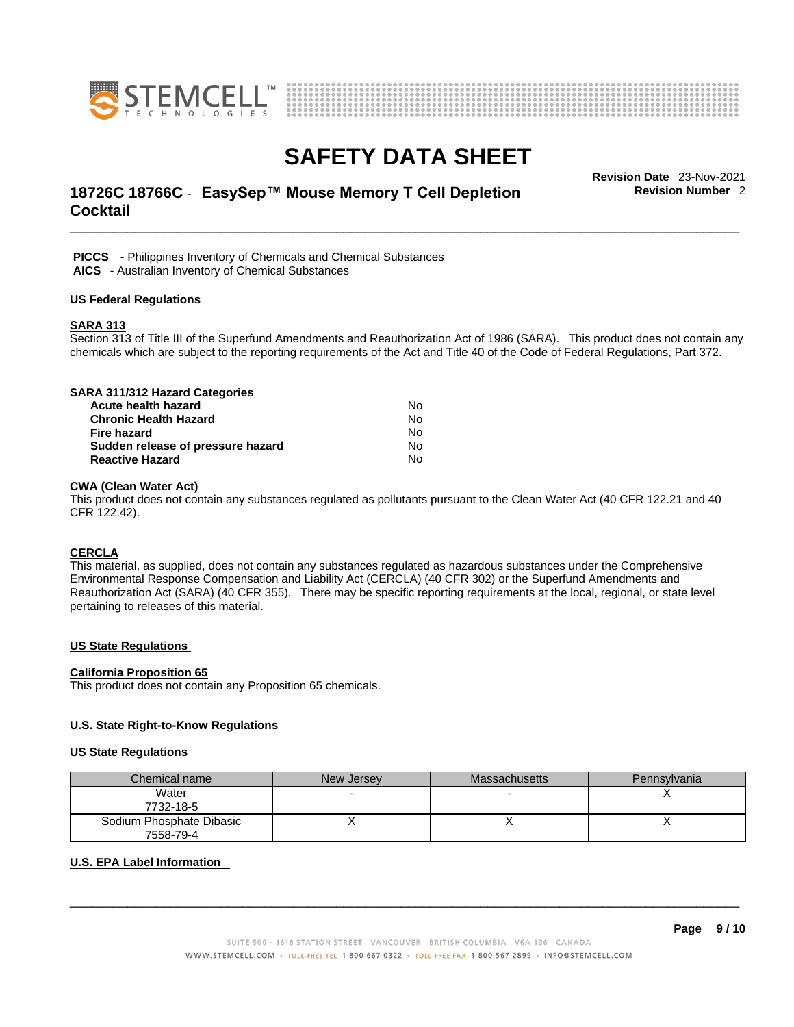**PICCS** - Philippines Inventory of Chemicals and Chemical Substances
**AICS** - Australian Inventory of Chemical Substances

## US Federal Regulations

### SARA 313

Section 313 of Title III of the Superfund Amendments and Reauthorization Act of 1986 (SARA). This product does not contain any chemicals which are subject to the reporting requirements of the Act and Title 40 of the Code of Federal Regulations, Part 372.

### SARA 311/312 Hazard Categories

| | |
|---|---|
| **Acute health hazard** | No |
| **Chronic Health Hazard** | No |
| **Fire hazard** | No |
| **Sudden release of pressure hazard** | No |
| **Reactive Hazard** | No |

### CWA (Clean Water Act)

This product does not contain any substances regulated as pollutants pursuant to the Clean Water Act (40 CFR 122.21 and 40 CFR 122.42).

### CERCLA

This material, as supplied, does not contain any substances regulated as hazardous substances under the Comprehensive Environmental Response Compensation and Liability Act (CERCLA) (40 CFR 302) or the Superfund Amendments and Reauthorization Act (SARA) (40 CFR 355). There may be specific reporting requirements at the local, regional, or state level pertaining to releases of this material.

## US State Regulations

### California Proposition 65

This product does not contain any Proposition 65 chemicals.

### U.S. State Right-to-Know Regulations

**US State Regulations**

| Chemical name | New Jersey | Massachusetts | Pennsylvania |
|---|---|---|---|
| Water<br>7732-18-5 | - | - | X |
| Sodium Phosphate Dibasic<br>7558-79-4 | X | X | X |

### U.S. EPA Label Information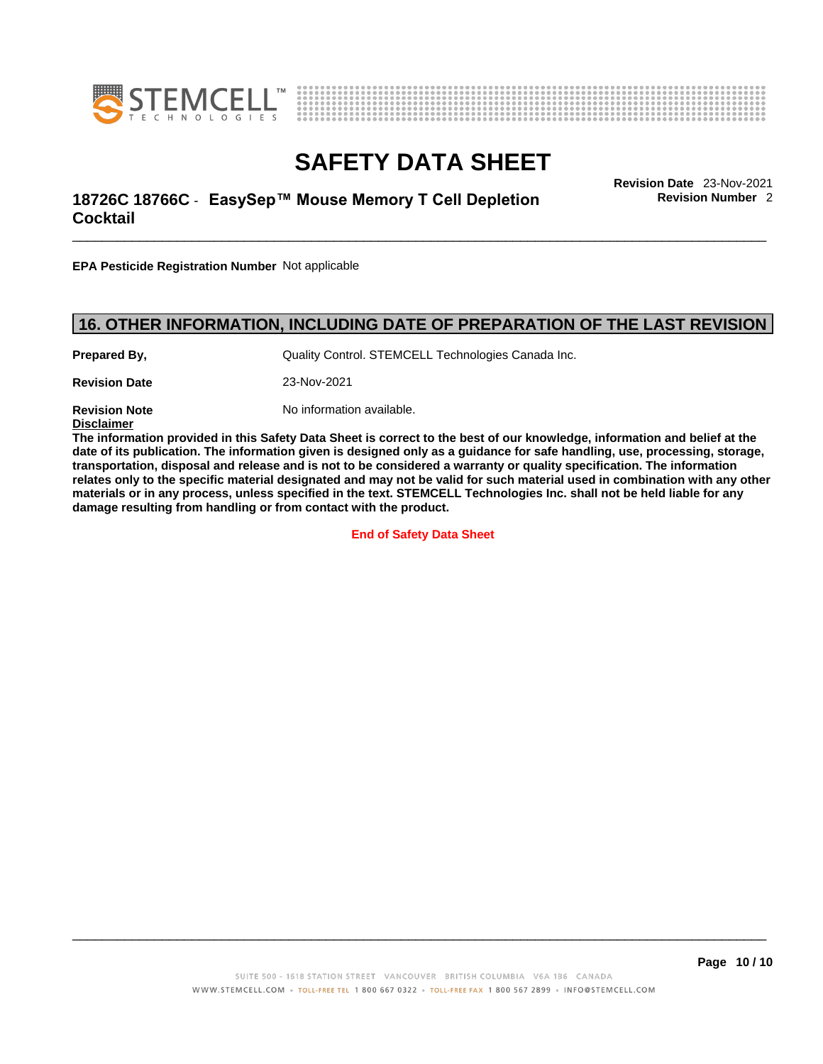**EPA Pesticide Registration Number** Not applicable

## 16. OTHER INFORMATION, INCLUDING DATE OF PREPARATION OF THE LAST REVISION

**Prepared By,** Quality Control. STEMCELL Technologies Canada Inc.

**Revision Date** 23-Nov-2021

**Revision Note** No information available.

**Disclaimer**

**The information provided in this Safety Data Sheet is correct to the best of our knowledge, information and belief at the date of its publication. The information given is designed only as a guidance for safe handling, use, processing, storage, transportation, disposal and release and is not to be considered a warranty or quality specification. The information relates only to the specific material designated and may not be valid for such material used in combination with any other materials or in any process, unless specified in the text. STEMCELL Technologies Inc. shall not be held liable for any damage resulting from handling or from contact with the product.**

**End of Safety Data Sheet**